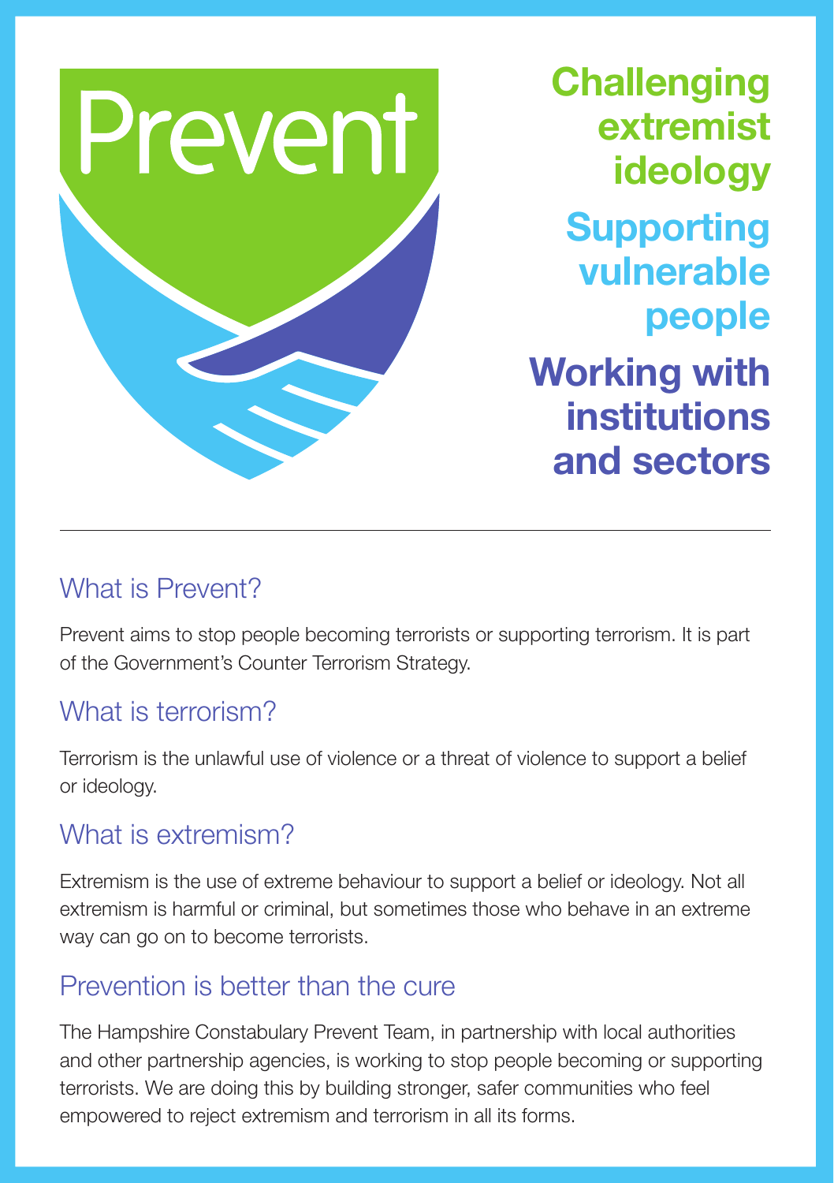# Prevent

**Challenging extremist ideology**

**Supporting vulnerable people**

**Working with institutions and sectors**

---

## What is Prevent?

Prevent aims to stop people becoming terrorists or supporting terrorism. It is part of the Government's Counter Terrorism Strategy.

## What is terrorism?

Terrorism is the unlawful use of violence or a threat of violence to support a belief or ideology.

## What is extremism?

Extremism is the use of extreme behaviour to support a belief or ideology. Not all extremism is harmful or criminal, but sometimes those who behave in an extreme way can go on to become terrorists.

## Prevention is better than the cure

The Hampshire Constabulary Prevent Team, in partnership with local authorities and other partnership agencies, is working to stop people becoming or supporting terrorists. We are doing this by building stronger, safer communities who feel empowered to reject extremism and terrorism in all its forms.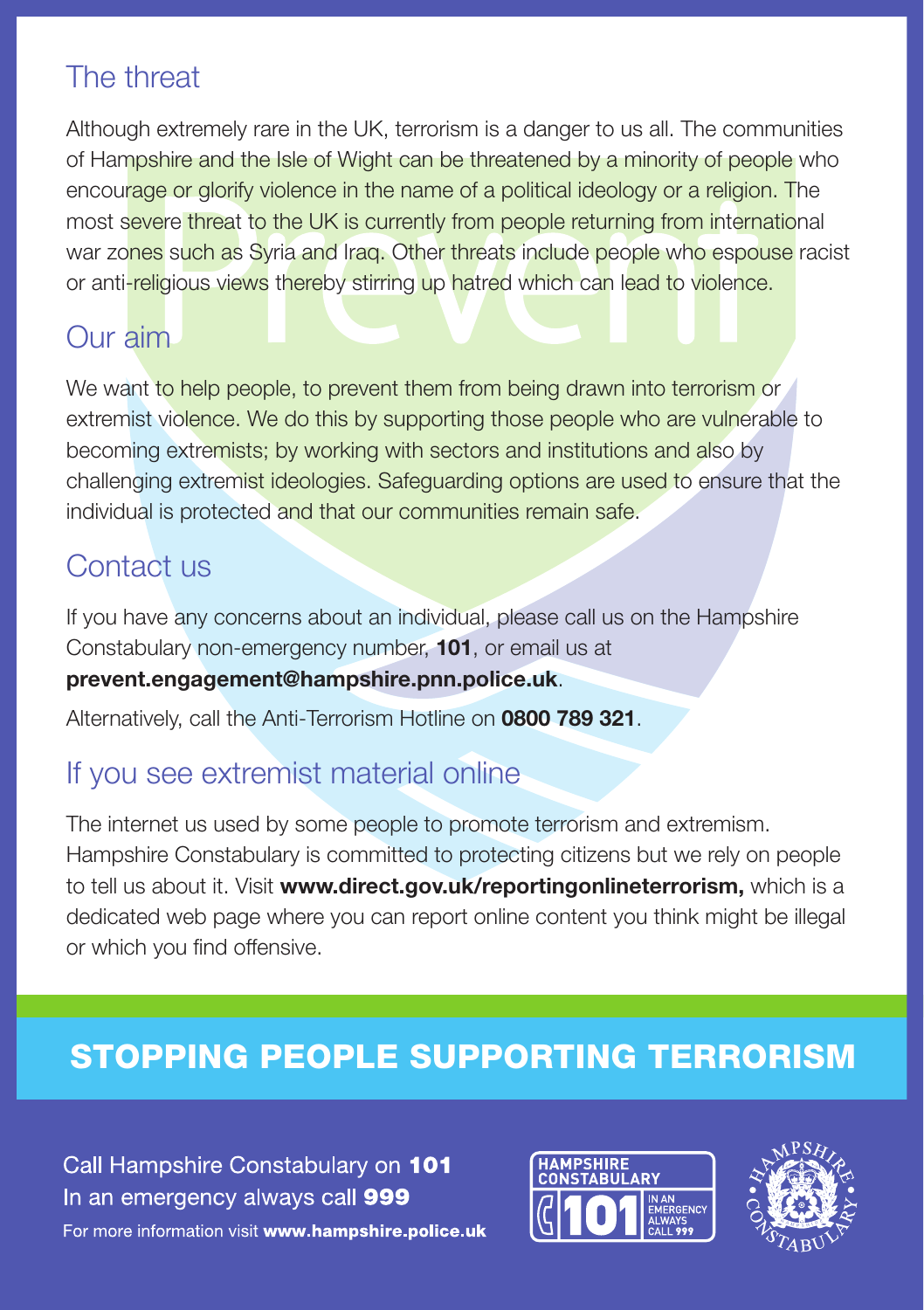## The threat

Although extremely rare in the UK, terrorism is a danger to us all. The communities of Hampshire and the Isle of Wight can be threatened by a minority of people who encourage or glorify violence in the name of a political ideology or a religion. The most severe threat to the UK is currently from people returning from international war zones such as Syria and Iraq. Other threats include people who espouse racist or anti-religious views thereby stirring up hatred which can lead to violence.

## Our aim

We want to help people, to prevent them from being drawn into terrorism or extremist violence. We do this by supporting those people who are vulnerable to becoming extremists; by working with sectors and institutions and also by challenging extremist ideologies. Safeguarding options are used to ensure that the individual is protected and that our communities remain safe.

## Contact us

If you have any concerns about an individual, please call us on the Hampshire Constabulary non-emergency number, **101**, or email us at **prevent.engagement@hampshire.pnn.police.uk**.

Alternatively, call the Anti-Terrorism Hotline on **0800 789 321**.

## If you see extremist material online

The internet us used by some people to promote terrorism and extremism. Hampshire Constabulary is committed to protecting citizens but we rely on people to tell us about it. Visit **www.direct.gov.uk/reportingonlineterrorism,** which is a dedicated web page where you can report online content you think might be illegal or which you find offensive.

## STOPPING PEOPLE SUPPORTING TERRORISM

Call Hampshire Constabulary on **101**
In an emergency always call **999**
For more information visit **www.hampshire.police.uk**

HAMPSHIRE CONSTABULARY 101 IN AN EMERGENCY ALWAYS CALL 999